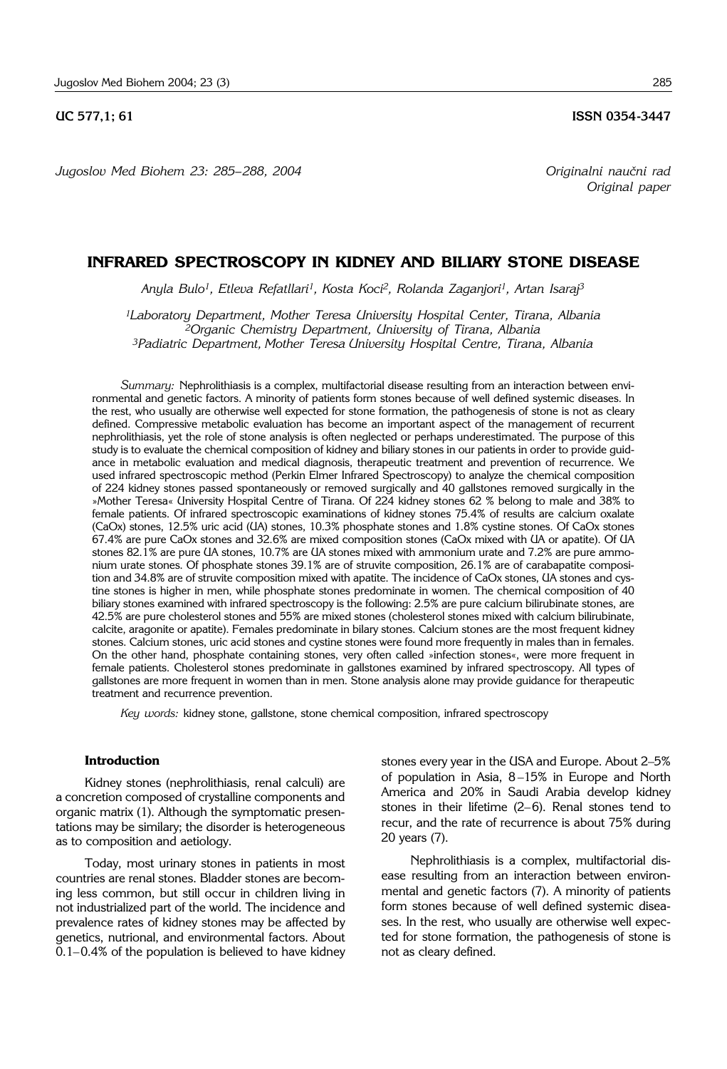UC 577,1; 61 **ISSN 0354-3447**

*Jugoslov Med Biohem 23: 285–288, 2004*

*Originalni naučni rad*
*Original paper*

# INFRARED SPECTROSCOPY IN KIDNEY AND BILIARY STONE DISEASE

*Anyla Bulo[1], Etleva Refatllari[1], Kosta Koci[2], Rolanda Zaganjori[1], Artan Isaraj[3]*

*[1]Laboratory Department, Mother Teresa University Hospital Center, Tirana, Albania*
*[2]Organic Chemistry Department, University of Tirana, Albania*
*[3]Padiatric Department, Mother Teresa University Hospital Centre, Tirana, Albania*

*Summary:* Nephrolithiasis is a complex, multifactorial disease resulting from an interaction between environmental and genetic factors. A minority of patients form stones because of well defined systemic diseases. In the rest, who usually are otherwise well expected for stone formation, the pathogenesis of stone is not as cleary defined. Compressive metabolic evaluation has become an important aspect of the management of recurrent nephrolithiasis, yet the role of stone analysis is often neglected or perhaps underestimated. The purpose of this study is to evaluate the chemical composition of kidney and biliary stones in our patients in order to provide guidance in metabolic evaluation and medical diagnosis, therapeutic treatment and prevention of recurrence. We used infrared spectroscopic method (Perkin Elmer Infrared Spectroscopy) to analyze the chemical composition of 224 kidney stones passed spontaneously or removed surgically and 40 gallstones removed surgically in the »Mother Teresa« University Hospital Centre of Tirana. Of 224 kidney stones 62 % belong to male and 38% to female patients. Of infrared spectroscopic examinations of kidney stones 75.4% of results are calcium oxalate (CaOx) stones, 12.5% uric acid (UA) stones, 10.3% phosphate stones and 1.8% cystine stones. Of CaOx stones 67.4% are pure CaOx stones and 32.6% are mixed composition stones (CaOx mixed with UA or apatite). Of UA stones 82.1% are pure UA stones, 10.7% are UA stones mixed with ammonium urate and 7.2% are pure ammonium urate stones. Of phosphate stones 39.1% are of struvite composition, 26.1% are of carabapatite composition and 34.8% are of struvite composition mixed with apatite. The incidence of CaOx stones, UA stones and cystine stones is higher in men, while phosphate stones predominate in women. The chemical composition of 40 biliary stones examined with infrared spectroscopy is the following: 2.5% are pure calcium bilirubinate stones, are 42.5% are pure cholesterol stones and 55% are mixed stones (cholesterol stones mixed with calcium bilirubinate, calcite, aragonite or apatite). Females predominate in bilary stones. Calcium stones are the most frequent kidney stones. Calcium stones, uric acid stones and cystine stones were found more frequently in males than in females. On the other hand, phosphate containing stones, very often called »infection stones«, were more frequent in female patients. Cholesterol stones predominate in gallstones examined by infrared spectroscopy. All types of gallstones are more frequent in women than in men. Stone analysis alone may provide guidance for therapeutic treatment and recurrence prevention.

*Key words:* kidney stone, gallstone, stone chemical composition, infrared spectroscopy

## Introduction

Kidney stones (nephrolithiasis, renal calculi) are a concretion composed of crystalline components and organic matrix (1). Although the symptomatic presentations may be similary; the disorder is heterogeneous as to composition and aetiology.

Today, most urinary stones in patients in most countries are renal stones. Bladder stones are becoming less common, but still occur in children living in not industrialized part of the world. The incidence and prevalence rates of kidney stones may be affected by genetics, nutrional, and environmental factors. About 0.1–0.4% of the population is believed to have kidney stones every year in the USA and Europe. About 2–5% of population in Asia, 8–15% in Europe and North America and 20% in Saudi Arabia develop kidney stones in their lifetime (2–6). Renal stones tend to recur, and the rate of recurrence is about 75% during 20 years (7).

Nephrolithiasis is a complex, multifactorial disease resulting from an interaction between environmental and genetic factors (7). A minority of patients form stones because of well defined systemic diseases. In the rest, who usually are otherwise well expected for stone formation, the pathogenesis of stone is not as cleary defined.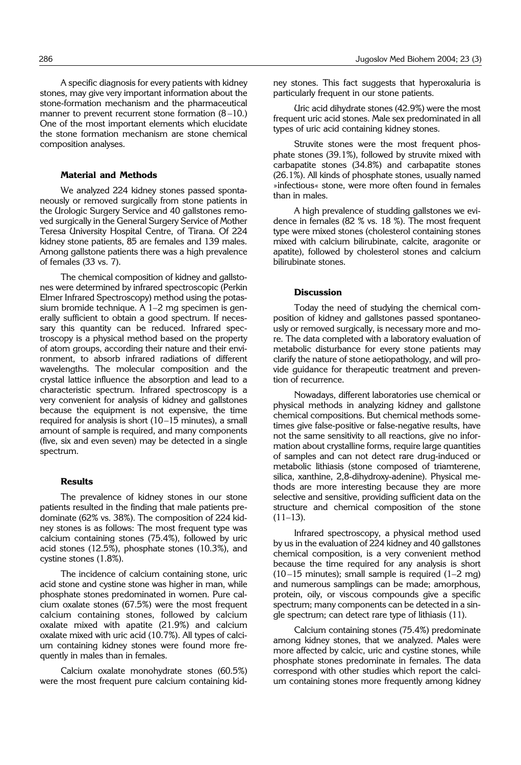A specific diagnosis for every patients with kidney stones, may give very important information about the stone-formation mechanism and the pharmaceutical manner to prevent recurrent stone formation (8–10.) One of the most important elements which elucidate the stone formation mechanism are stone chemical composition analyses.

### Material and Methods

We analyzed 224 kidney stones passed spontaneously or removed surgically from stone patients in the Urologic Surgery Service and 40 gallstones removed surgically in the General Surgery Service of Mother Teresa University Hospital Centre, of Tirana. Of 224 kidney stone patients, 85 are females and 139 males. Among gallstone patients there was a high prevalence of females (33 vs. 7).

The chemical composition of kidney and gallstones were determined by infrared spectroscopic (Perkin Elmer Infrared Spectroscopy) method using the potassium bromide technique. A 1–2 mg specimen is generally sufficient to obtain a good spectrum. If necessary this quantity can be reduced. Infrared spectroscopy is a physical method based on the property of atom groups, according their nature and their environment, to absorb infrared radiations of different wavelengths. The molecular composition and the crystal lattice influence the absorption and lead to a characteristic spectrum. Infrared spectroscopy is a very convenient for analysis of kidney and gallstones because the equipment is not expensive, the time required for analysis is short (10–15 minutes), a small amount of sample is required, and many components (five, six and even seven) may be detected in a single spectrum.

### Results

The prevalence of kidney stones in our stone patients resulted in the finding that male patients predominate (62% vs. 38%). The composition of 224 kidney stones is as follows: The most frequent type was calcium containing stones (75.4%), followed by uric acid stones (12.5%), phosphate stones (10.3%), and cystine stones (1.8%).

The incidence of calcium containing stone, uric acid stone and cystine stone was higher in man, while phosphate stones predominated in women. Pure calcium oxalate stones (67.5%) were the most frequent calcium containing stones, followed by calcium oxalate mixed with apatite (21.9%) and calcium oxalate mixed with uric acid (10.7%). All types of calcium containing kidney stones were found more frequently in males than in females.

Calcium oxalate monohydrate stones (60.5%) were the most frequent pure calcium containing kidney stones. This fact suggests that hyperoxaluria is particularly frequent in our stone patients.

Uric acid dihydrate stones (42.9%) were the most frequent uric acid stones. Male sex predominated in all types of uric acid containing kidney stones.

Struvite stones were the most frequent phosphate stones (39.1%), followed by struvite mixed with carbapatite stones (34.8%) and carbapatite stones (26.1%). All kinds of phosphate stones, usually named »infectious« stone, were more often found in females than in males.

A high prevalence of studding gallstones we evidence in females (82 % vs. 18 %). The most frequent type were mixed stones (cholesterol containing stones mixed with calcium bilirubinate, calcite, aragonite or apatite), followed by cholesterol stones and calcium bilirubinate stones.

### Discussion

Today the need of studying the chemical composition of kidney and gallstones passed spontaneously or removed surgically, is necessary more and more. The data completed with a laboratory evaluation of metabolic disturbance for every stone patients may clarify the nature of stone aetiopathology, and will provide guidance for therapeutic treatment and prevention of recurrence.

Nowadays, different laboratories use chemical or physical methods in analyzing kidney and gallstone chemical compositions. But chemical methods sometimes give false-positive or false-negative results, have not the same sensitivity to all reactions, give no information about crystalline forms, require large quantities of samples and can not detect rare drug-induced or metabolic lithiasis (stone composed of triamterene, silica, xanthine, 2,8-dihydroxy-adenine). Physical methods are more interesting because they are more selective and sensitive, providing sufficient data on the structure and chemical composition of the stone (11–13).

Infrared spectroscopy, a physical method used by us in the evaluation of 224 kidney and 40 gallstones chemical composition, is a very convenient method because the time required for any analysis is short (10–15 minutes); small sample is required (1–2 mg) and numerous samplings can be made; amorphous, protein, oily, or viscous compounds give a specific spectrum; many components can be detected in a single spectrum; can detect rare type of lithiasis (11).

Calcium containing stones (75.4%) predominate among kidney stones, that we analyzed. Males were more affected by calcic, uric and cystine stones, while phosphate stones predominate in females. The data correspond with other studies which report the calcium containing stones more frequently among kidney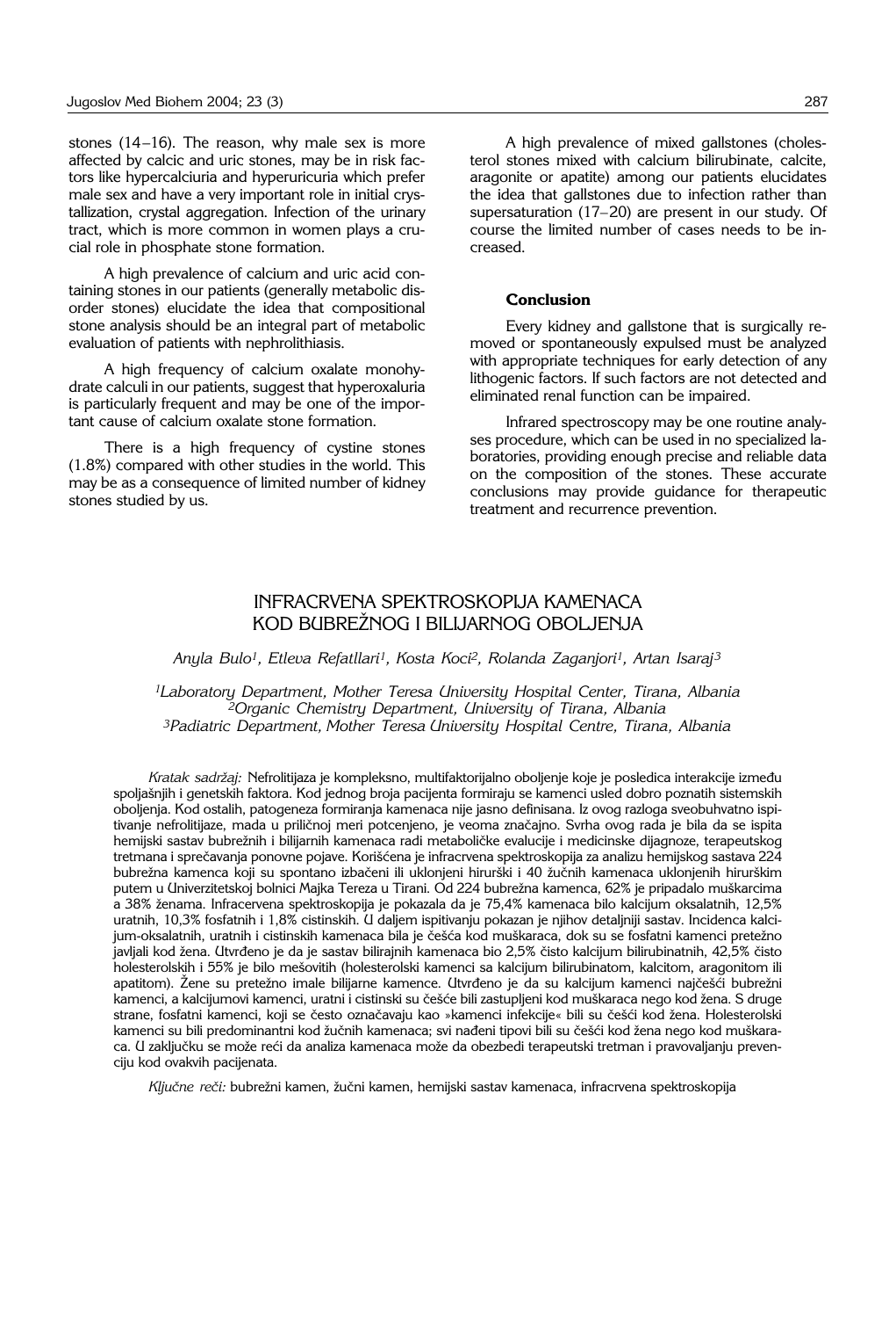stones (14–16). The reason, why male sex is more affected by calcic and uric stones, may be in risk factors like hypercalciuria and hyperuricuria which prefer male sex and have a very important role in initial crystallization, crystal aggregation. Infection of the urinary tract, which is more common in women plays a crucial role in phosphate stone formation.

A high prevalence of calcium and uric acid containing stones in our patients (generally metabolic disorder stones) elucidate the idea that compositional stone analysis should be an integral part of metabolic evaluation of patients with nephrolithiasis.

A high frequency of calcium oxalate monohydrate calculi in our patients, suggest that hyperoxaluria is particularly frequent and may be one of the important cause of calcium oxalate stone formation.

There is a high frequency of cystine stones (1.8%) compared with other studies in the world. This may be as a consequence of limited number of kidney stones studied by us.

A high prevalence of mixed gallstones (cholesterol stones mixed with calcium bilirubinate, calcite, aragonite or apatite) among our patients elucidates the idea that gallstones due to infection rather than supersaturation (17–20) are present in our study. Of course the limited number of cases needs to be increased.

### Conclusion

Every kidney and gallstone that is surgically removed or spontaneously expulsed must be analyzed with appropriate techniques for early detection of any lithogenic factors. If such factors are not detected and eliminated renal function can be impaired.

Infrared spectroscopy may be one routine analyses procedure, which can be used in no specialized laboratories, providing enough precise and reliable data on the composition of the stones. These accurate conclusions may provide guidance for therapeutic treatment and recurrence prevention.

## INFRACRVENA SPEKTROSKOPIJA KAMENACA KOD BUBREŽNOG I BILIJARNOG OBOLJENJA

*Anyla Bulo[1], Etleva Refatllari[1], Kosta Koci[2], Rolanda Zaganjori[1], Artan Isaraj[3]*

*[1]Laboratory Department, Mother Teresa University Hospital Center, Tirana, Albania*
*[2]Organic Chemistry Department, University of Tirana, Albania*
*[3]Padiatric Department, Mother Teresa University Hospital Centre, Tirana, Albania*

*Kratak sadržaj:* Nefrolitijaza je kompleksno, multifaktorijalno oboljenje koje je posledica interakcije između spoljašnjih i genetskih faktora. Kod jednog broja pacijenta formiraju se kamenci usled dobro poznatih sistemskih oboljenja. Kod ostalih, patogeneza formiranja kamenaca nije jasno definisana. Iz ovog razloga sveobuhvatno ispitivanje nefrolitijaze, mada u priličnoj meri potcenjeno, je veoma značajno. Svrha ovog rada je bila da se ispita hemijski sastav bubrežnih i bilijarnih kamenaca radi metaboličke evalucije i medicinske dijagnoze, terapeutskog tretmana i sprečavanja ponovne pojave. Korišćena je infracrvena spektroskopija za analizu hemijskog sastava 224 bubrežna kamenca koji su spontano izbačeni ili uklonjeni hirurški i 40 žučnih kamenaca uklonjenih hirurškim putem u Univerzitetskoj bolnici Majka Tereza u Tirani. Od 224 bubrežna kamenca, 62% je pripadalo muškarcima a 38% ženama. Infracervena spektroskopija je pokazala da je 75,4% kamenaca bilo kalcijum oksalatnih, 12,5% uratnih, 10,3% fosfatnih i 1,8% cistinskih. U daljem ispitivanju pokazan je njihov detaljniji sastav. Incidenca kalcijum-oksalatnih, uratnih i cistinskih kamenaca bila je češća kod muškaraca, dok su se fosfatni kamenci pretežno javljali kod žena. Utvrđeno je da je sastav bilirajnih kamenaca bio 2,5% čisto kalcijum bilirubinatnih, 42,5% čisto holesterolskih i 55% je bilo mešovitih (holesterolski kamenci sa kalcijum bilirubinatom, kalcitom, aragonitom ili apatitom). Žene su pretežno imale bilijarne kamence. Utvrđeno je da su kalcijum kamenci najčešći bubrežni kamenci, a kalcijumovi kamenci, uratni i cistinski su češće bili zastupljeni kod muškaraca nego kod žena. S druge strane, fosfatni kamenci, koji se često označavaju kao »kamenci infekcije« bili su češći kod žena. Holesterolski kamenci su bili predominantni kod žučnih kamenaca; svi nađeni tipovi bili su češći kod žena nego kod muškaraca. U zaključku se može reći da analiza kamenaca može da obezbedi terapeutski tretman i pravovaljanju prevenciju kod ovakvih pacijenata.

*Ključne reči:* bubrežni kamen, žučni kamen, hemijski sastav kamenaca, infracrvena spektroskopija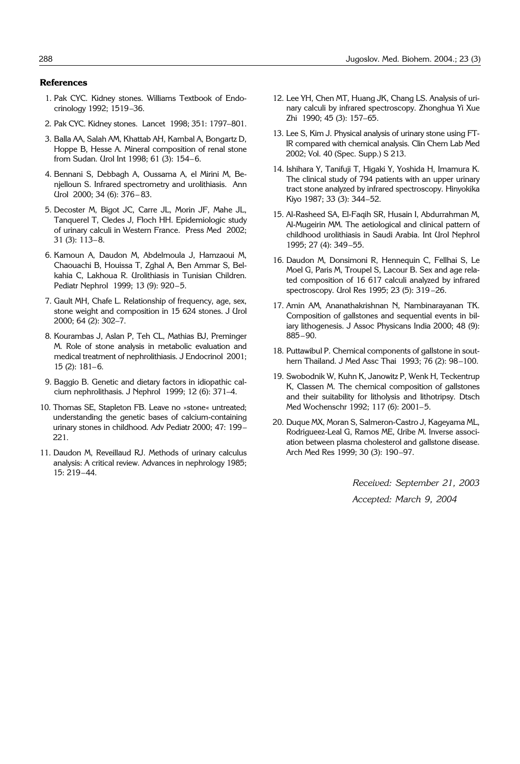## References

1. Pak CYC. Kidney stones. Williams Textbook of Endocrinology 1992; 1519–36.
2. Pak CYC. Kidney stones. Lancet 1998; 351: 1797–801.
3. Balla AA, Salah AM, Khattab AH, Kambal A, Bongartz D, Hoppe B, Hesse A. Mineral composition of renal stone from Sudan. Urol Int 1998; 61 (3): 154–6.
4. Bennani S, Debbagh A, Oussama A, el Mirini M, Benjelloun S. Infrared spectrometry and urolithiasis. Ann Urol 2000; 34 (6): 376–83.
5. Decoster M, Bigot JC, Carre JL, Morin JF, Mahe JL, Tanquerel T, Cledes J, Floch HH. Epidemiologic study of urinary calculi in Western France. Press Med 2002; 31 (3): 113–8.
6. Kamoun A, Daudon M, Abdelmoula J, Hamzaoui M, Chaouachi B, Houissa T, Zghal A, Ben Ammar S, Belkahia C, Lakhoua R. Urolithiasis in Tunisian Children. Pediatr Nephrol 1999; 13 (9): 920–5.
7. Gault MH, Chafe L. Relationship of frequency, age, sex, stone weight and composition in 15 624 stones. J Urol 2000; 64 (2): 302–7.
8. Kourambas J, Aslan P, Teh CL, Mathias BJ, Preminger M. Role of stone analysis in metabolic evaluation and medical treatment of nephrolithiasis. J Endocrinol 2001; 15 (2): 181–6.
9. Baggio B. Genetic and dietary factors in idiopathic calcium nephrolithasis. J Nephrol 1999; 12 (6): 371–4.
10. Thomas SE, Stapleton FB. Leave no »stone« untreated; understanding the genetic bases of calcium-containing urinary stones in childhood. Adv Pediatr 2000; 47: 199–221.
11. Daudon M, Reveillaud RJ. Methods of urinary calculus analysis: A critical review. Advances in nephrology 1985; 15: 219–44.
12. Lee YH, Chen MT, Huang JK, Chang LS. Analysis of urinary calculi by infrared spectroscopy. Zhonghua Yi Xue Zhi 1990; 45 (3): 157–65.
13. Lee S, Kim J. Physical analysis of urinary stone using FT-IR compared with chemical analysis. Clin Chem Lab Med 2002; Vol. 40 (Spec. Supp.) S 213.
14. Ishihara Y, Tanifuji T, Higaki Y, Yoshida H, Imamura K. The clinical study of 794 patients with an upper urinary tract stone analyzed by infrared spectroscopy. Hinyokika Kiyo 1987; 33 (3): 344–52.
15. Al-Rasheed SA, El-Faqih SR, Husain I, Abdurrahman M, Al-Mugeirin MM. The aetiological and clinical pattern of childhood urolithiasis in Saudi Arabia. Int Urol Nephrol 1995; 27 (4): 349–55.
16. Daudon M, Donsimoni R, Hennequin C, Fellhai S, Le Moel G, Paris M, Troupel S, Lacour B. Sex and age related composition of 16 617 calculi analyzed by infrared spectroscopy. Urol Res 1995; 23 (5): 319–26.
17. Amin AM, Ananathakrishnan N, Nambinarayanan TK. Composition of gallstones and sequential events in biliary lithogenesis. J Assoc Physicans India 2000; 48 (9): 885–90.
18. Puttawibul P. Chemical components of gallstone in southern Thailand. J Med Assc Thai 1993; 76 (2): 98–100.
19. Swobodnik W, Kuhn K, Janowitz P, Wenk H, Teckentrup K, Classen M. The chemical composition of gallstones and their suitability for litholysis and lithotripsy. Dtsch Med Wochenschr 1992; 117 (6): 2001–5.
20. Duque MX, Moran S, Salmeron-Castro J, Kageyama ML, Rodrigueez-Leal G, Ramos ME, Uribe M. Inverse association between plasma cholesterol and gallstone disease. Arch Med Res 1999; 30 (3): 190–97.

*Received: September 21, 2003*

*Accepted: March 9, 2004*